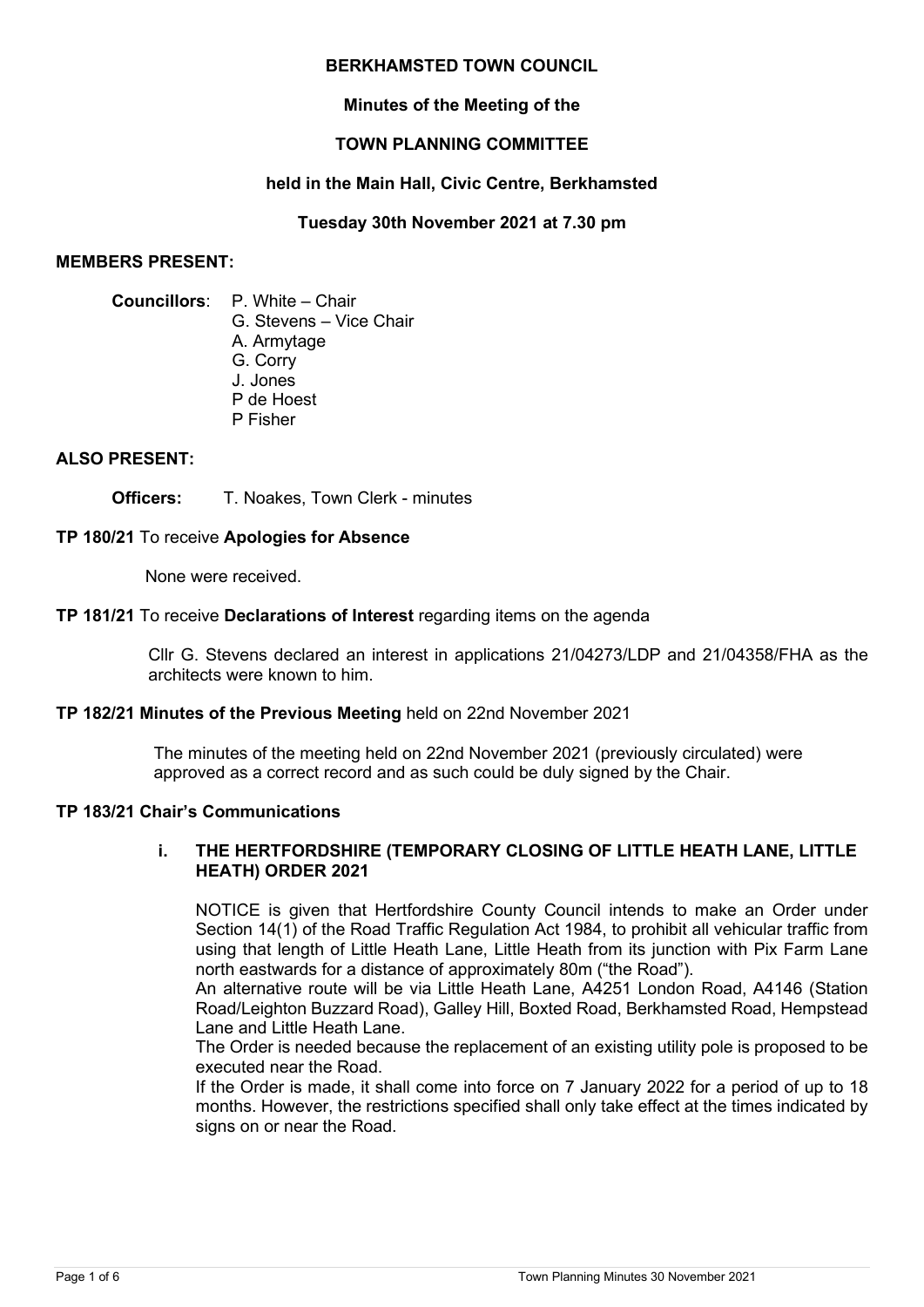# BERKHAMSTED TOWN COUNCIL

## Minutes of the Meeting of the

## TOWN PLANNING COMMITTEE

### held in the Main Hall, Civic Centre, Berkhamsted

### Tuesday 30th November 2021 at 7.30 pm

**MEMBERS PRESENT:**

**Councillors**: P. White – Chair
G. Stevens – Vice Chair
A. Armytage
G. Corry
J. Jones
P de Hoest
P Fisher

**ALSO PRESENT:**

**Officers:** T. Noakes, Town Clerk - minutes

**TP 180/21** To receive **Apologies for Absence**

None were received.

**TP 181/21** To receive **Declarations of Interest** regarding items on the agenda

Cllr G. Stevens declared an interest in applications 21/04273/LDP and 21/04358/FHA as the architects were known to him.

**TP 182/21 Minutes of the Previous Meeting** held on 22nd November 2021

The minutes of the meeting held on 22nd November 2021 (previously circulated) were approved as a correct record and as such could be duly signed by the Chair.

**TP 183/21 Chair's Communications**

**i. THE HERTFORDSHIRE (TEMPORARY CLOSING OF LITTLE HEATH LANE, LITTLE HEATH) ORDER 2021**

NOTICE is given that Hertfordshire County Council intends to make an Order under Section 14(1) of the Road Traffic Regulation Act 1984, to prohibit all vehicular traffic from using that length of Little Heath Lane, Little Heath from its junction with Pix Farm Lane north eastwards for a distance of approximately 80m ("the Road").

An alternative route will be via Little Heath Lane, A4251 London Road, A4146 (Station Road/Leighton Buzzard Road), Galley Hill, Boxted Road, Berkhamsted Road, Hempstead Lane and Little Heath Lane.

The Order is needed because the replacement of an existing utility pole is proposed to be executed near the Road.

If the Order is made, it shall come into force on 7 January 2022 for a period of up to 18 months. However, the restrictions specified shall only take effect at the times indicated by signs on or near the Road.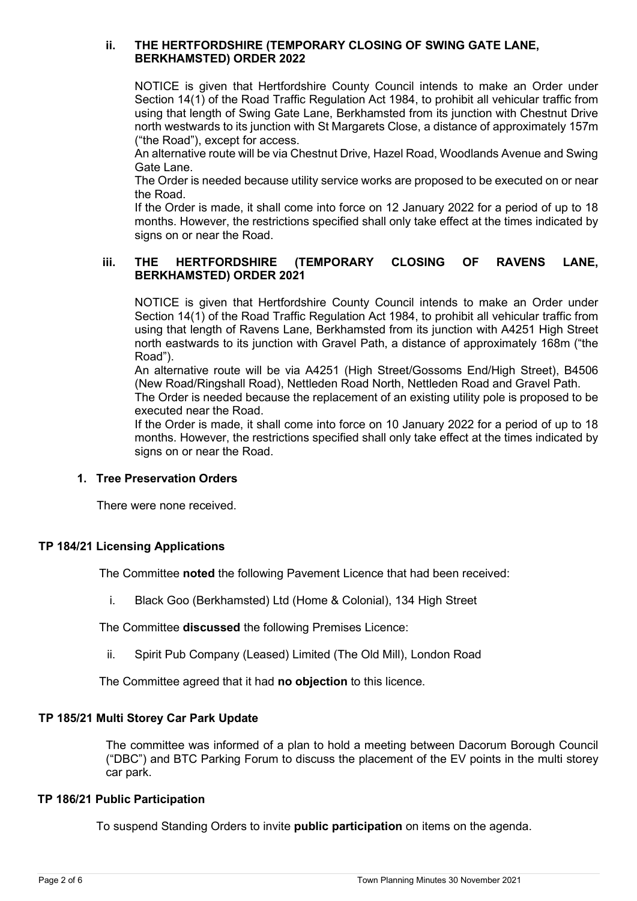**ii. THE HERTFORDSHIRE (TEMPORARY CLOSING OF SWING GATE LANE, BERKHAMSTED) ORDER 2022**

NOTICE is given that Hertfordshire County Council intends to make an Order under Section 14(1) of the Road Traffic Regulation Act 1984, to prohibit all vehicular traffic from using that length of Swing Gate Lane, Berkhamsted from its junction with Chestnut Drive north westwards to its junction with St Margarets Close, a distance of approximately 157m ("the Road"), except for access.

An alternative route will be via Chestnut Drive, Hazel Road, Woodlands Avenue and Swing Gate Lane.

The Order is needed because utility service works are proposed to be executed on or near the Road.

If the Order is made, it shall come into force on 12 January 2022 for a period of up to 18 months. However, the restrictions specified shall only take effect at the times indicated by signs on or near the Road.

**iii. THE HERTFORDSHIRE (TEMPORARY CLOSING OF RAVENS LANE, BERKHAMSTED) ORDER 2021**

NOTICE is given that Hertfordshire County Council intends to make an Order under Section 14(1) of the Road Traffic Regulation Act 1984, to prohibit all vehicular traffic from using that length of Ravens Lane, Berkhamsted from its junction with A4251 High Street north eastwards to its junction with Gravel Path, a distance of approximately 168m ("the Road").

An alternative route will be via A4251 (High Street/Gossoms End/High Street), B4506 (New Road/Ringshall Road), Nettleden Road North, Nettleden Road and Gravel Path.

The Order is needed because the replacement of an existing utility pole is proposed to be executed near the Road.

If the Order is made, it shall come into force on 10 January 2022 for a period of up to 18 months. However, the restrictions specified shall only take effect at the times indicated by signs on or near the Road.

**1. Tree Preservation Orders**

There were none received.

**TP 184/21 Licensing Applications**

The Committee **noted** the following Pavement Licence that had been received:

i. Black Goo (Berkhamsted) Ltd (Home & Colonial), 134 High Street

The Committee **discussed** the following Premises Licence:

ii. Spirit Pub Company (Leased) Limited (The Old Mill), London Road

The Committee agreed that it had **no objection** to this licence.

**TP 185/21 Multi Storey Car Park Update**

The committee was informed of a plan to hold a meeting between Dacorum Borough Council ("DBC") and BTC Parking Forum to discuss the placement of the EV points in the multi storey car park.

**TP 186/21 Public Participation**

To suspend Standing Orders to invite **public participation** on items on the agenda.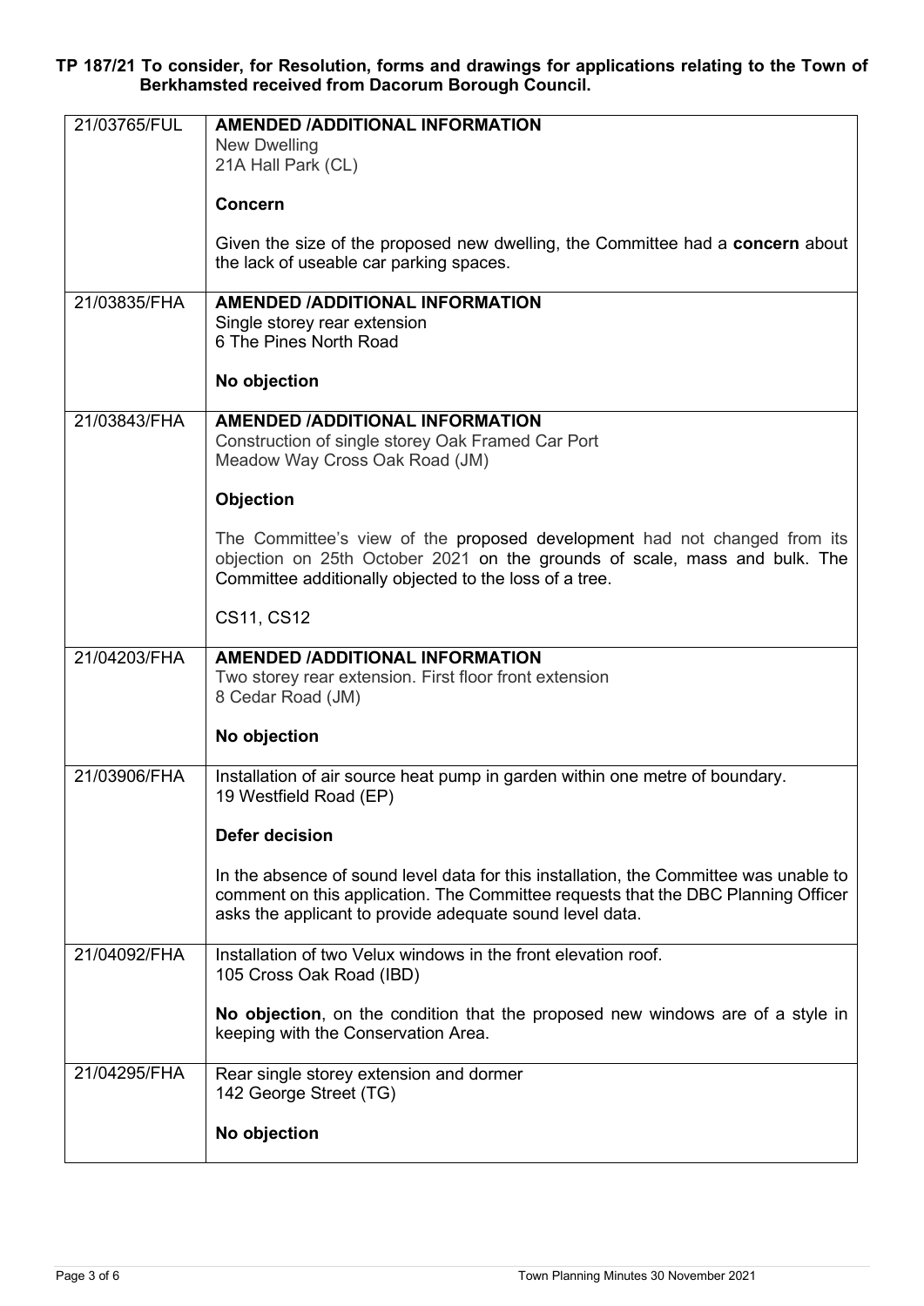**TP 187/21 To consider, for Resolution, forms and drawings for applications relating to the Town of Berkhamsted received from Dacorum Borough Council.**

| | |
|---|---|
| 21/03765/FUL | **AMENDED /ADDITIONAL INFORMATION**<br>New Dwelling<br>21A Hall Park (CL)<br><br>**Concern**<br><br>Given the size of the proposed new dwelling, the Committee had a **concern** about the lack of useable car parking spaces. |
| 21/03835/FHA | **AMENDED /ADDITIONAL INFORMATION**<br>Single storey rear extension<br>6 The Pines North Road<br><br>**No objection** |
| 21/03843/FHA | **AMENDED /ADDITIONAL INFORMATION**<br>Construction of single storey Oak Framed Car Port<br>Meadow Way Cross Oak Road (JM)<br><br>**Objection**<br><br>The Committee's view of the proposed development had not changed from its objection on 25th October 2021 on the grounds of scale, mass and bulk. The Committee additionally objected to the loss of a tree.<br><br>CS11, CS12 |
| 21/04203/FHA | **AMENDED /ADDITIONAL INFORMATION**<br>Two storey rear extension. First floor front extension<br>8 Cedar Road (JM)<br><br>**No objection** |
| 21/03906/FHA | Installation of air source heat pump in garden within one metre of boundary.<br>19 Westfield Road (EP)<br><br>**Defer decision**<br><br>In the absence of sound level data for this installation, the Committee was unable to comment on this application. The Committee requests that the DBC Planning Officer asks the applicant to provide adequate sound level data. |
| 21/04092/FHA | Installation of two Velux windows in the front elevation roof.<br>105 Cross Oak Road (IBD)<br><br>**No objection**, on the condition that the proposed new windows are of a style in keeping with the Conservation Area. |
| 21/04295/FHA | Rear single storey extension and dormer<br>142 George Street (TG)<br><br>**No objection** |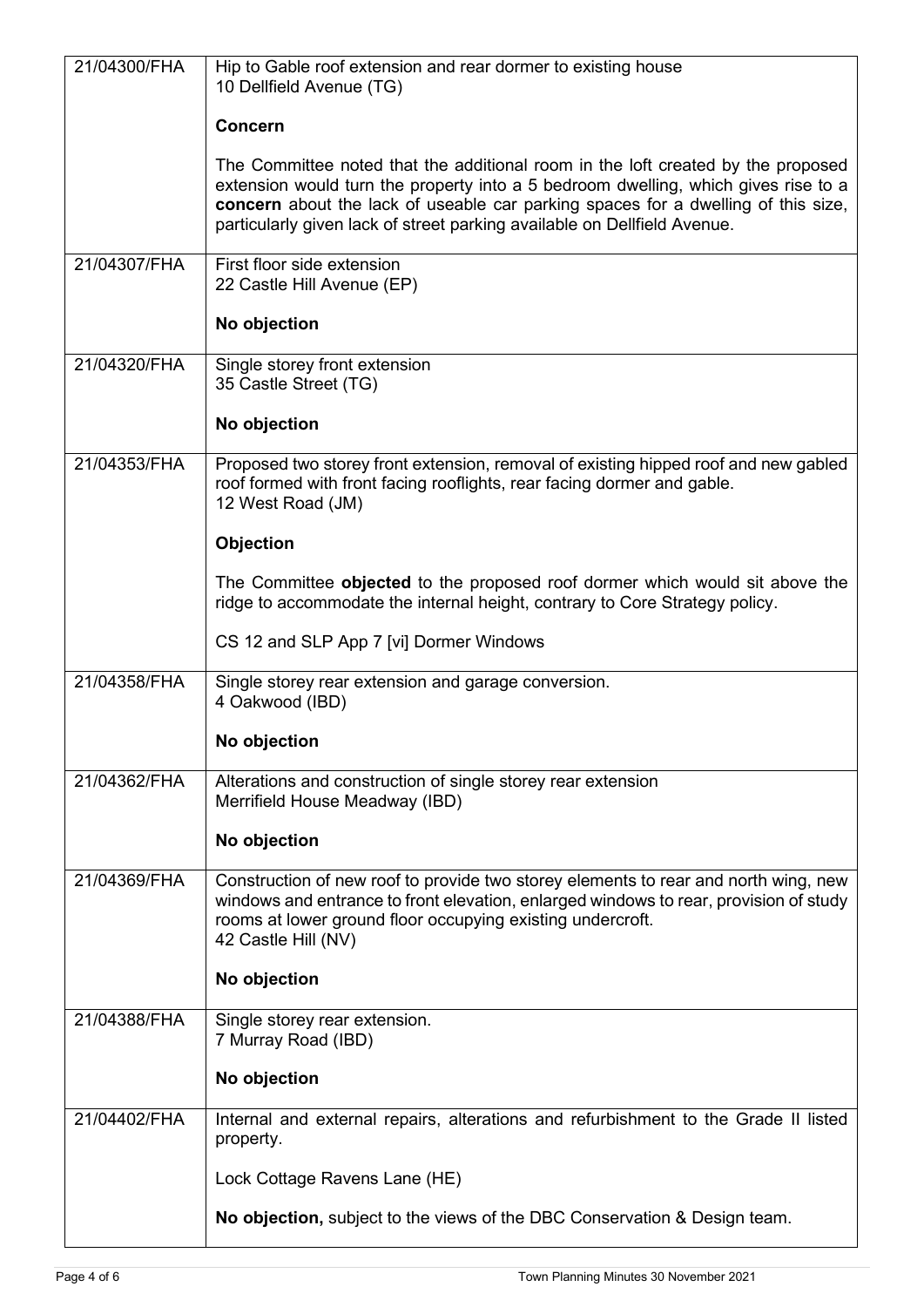| | |
|---|---|
| 21/04300/FHA | Hip to Gable roof extension and rear dormer to existing house<br>10 Dellfield Avenue (TG)<br><br>**Concern**<br><br>The Committee noted that the additional room in the loft created by the proposed extension would turn the property into a 5 bedroom dwelling, which gives rise to a **concern** about the lack of useable car parking spaces for a dwelling of this size, particularly given lack of street parking available on Dellfield Avenue. |
| 21/04307/FHA | First floor side extension<br>22 Castle Hill Avenue (EP)<br><br>**No objection** |
| 21/04320/FHA | Single storey front extension<br>35 Castle Street (TG)<br><br>**No objection** |
| 21/04353/FHA | Proposed two storey front extension, removal of existing hipped roof and new gabled roof formed with front facing rooflights, rear facing dormer and gable.<br>12 West Road (JM)<br><br>**Objection**<br><br>The Committee **objected** to the proposed roof dormer which would sit above the ridge to accommodate the internal height, contrary to Core Strategy policy.<br><br>CS 12 and SLP App 7 [vi] Dormer Windows |
| 21/04358/FHA | Single storey rear extension and garage conversion.<br>4 Oakwood (IBD)<br><br>**No objection** |
| 21/04362/FHA | Alterations and construction of single storey rear extension<br>Merrifield House Meadway (IBD)<br><br>**No objection** |
| 21/04369/FHA | Construction of new roof to provide two storey elements to rear and north wing, new windows and entrance to front elevation, enlarged windows to rear, provision of study rooms at lower ground floor occupying existing undercroft.<br>42 Castle Hill (NV)<br><br>**No objection** |
| 21/04388/FHA | Single storey rear extension.<br>7 Murray Road (IBD)<br><br>**No objection** |
| 21/04402/FHA | Internal and external repairs, alterations and refurbishment to the Grade II listed property.<br><br>Lock Cottage Ravens Lane (HE)<br><br>**No objection,** subject to the views of the DBC Conservation & Design team. |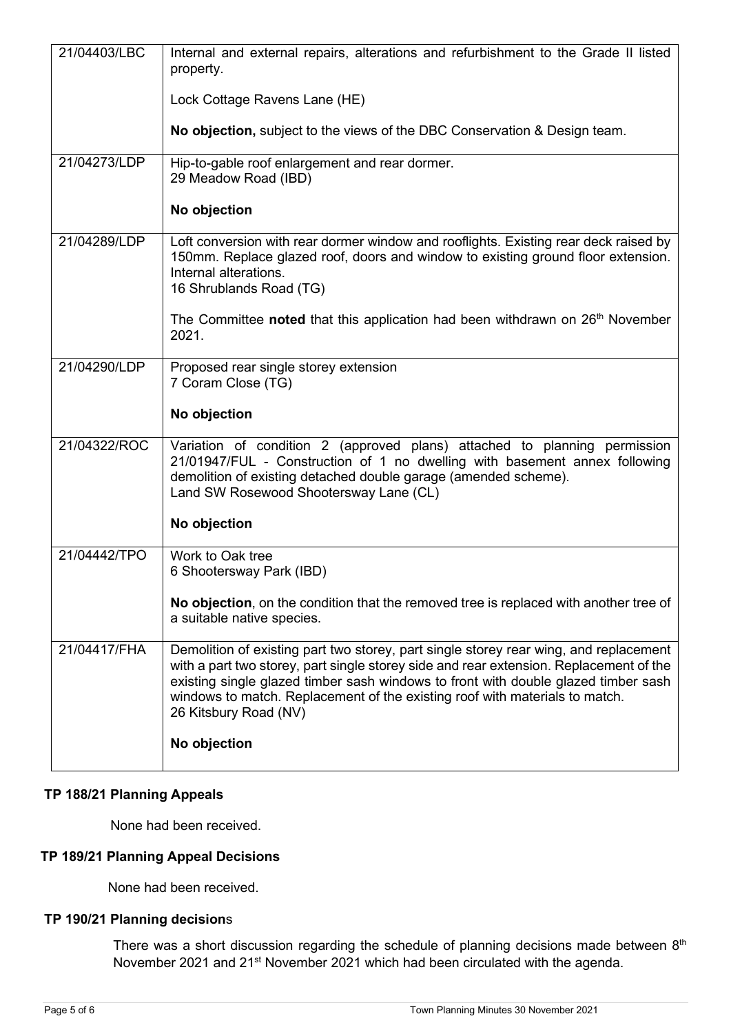| | |
|---|---|
| 21/04403/LBC | Internal and external repairs, alterations and refurbishment to the Grade II listed property.<br><br>Lock Cottage Ravens Lane (HE)<br><br>**No objection,** subject to the views of the DBC Conservation & Design team. |
| 21/04273/LDP | Hip-to-gable roof enlargement and rear dormer.<br>29 Meadow Road (IBD)<br><br>**No objection** |
| 21/04289/LDP | Loft conversion with rear dormer window and rooflights. Existing rear deck raised by 150mm. Replace glazed roof, doors and window to existing ground floor extension. Internal alterations.<br>16 Shrublands Road (TG)<br><br>The Committee **noted** that this application had been withdrawn on 26th November 2021. |
| 21/04290/LDP | Proposed rear single storey extension<br>7 Coram Close (TG)<br><br>**No objection** |
| 21/04322/ROC | Variation of condition 2 (approved plans) attached to planning permission 21/01947/FUL - Construction of 1 no dwelling with basement annex following demolition of existing detached double garage (amended scheme).<br>Land SW Rosewood Shootersway Lane (CL)<br><br>**No objection** |
| 21/04442/TPO | Work to Oak tree<br>6 Shootersway Park (IBD)<br><br>**No objection**, on the condition that the removed tree is replaced with another tree of a suitable native species. |
| 21/04417/FHA | Demolition of existing part two storey, part single storey rear wing, and replacement with a part two storey, part single storey side and rear extension. Replacement of the existing single glazed timber sash windows to front with double glazed timber sash windows to match. Replacement of the existing roof with materials to match.<br>26 Kitsbury Road (NV)<br><br>**No objection** |

**TP 188/21 Planning Appeals**

None had been received.

**TP 189/21 Planning Appeal Decisions**

None had been received.

**TP 190/21 Planning decisions**

There was a short discussion regarding the schedule of planning decisions made between 8th November 2021 and 21st November 2021 which had been circulated with the agenda.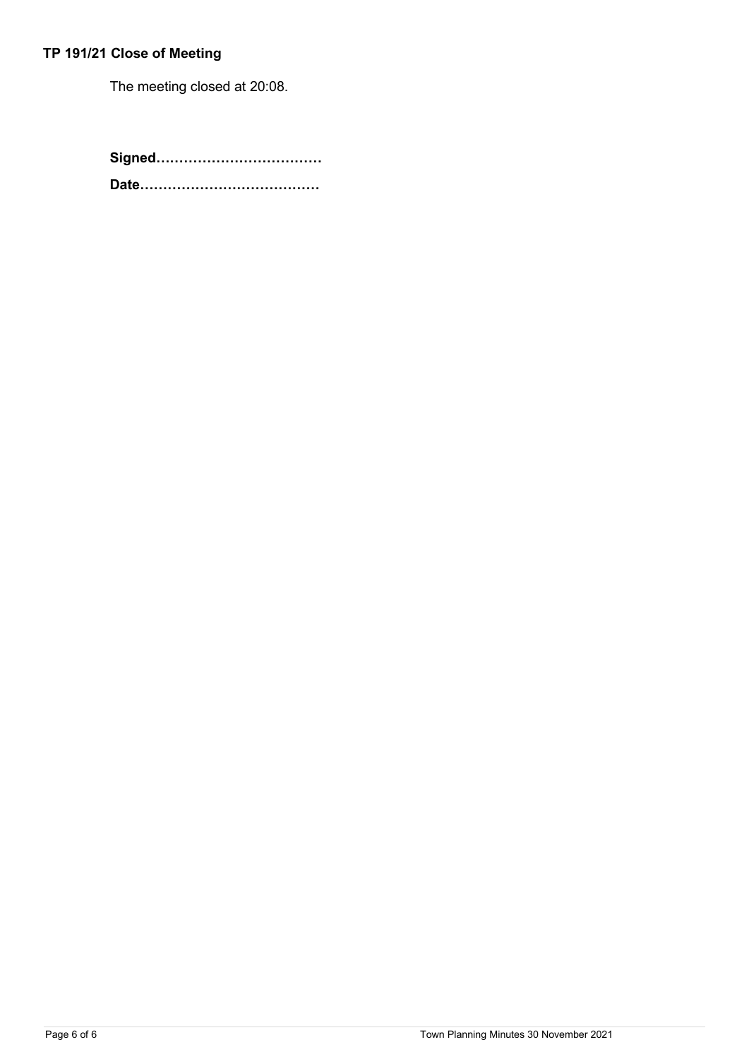**TP 191/21 Close of Meeting**

The meeting closed at 20:08.

**Signed………………………………**

**Date…………………………………**